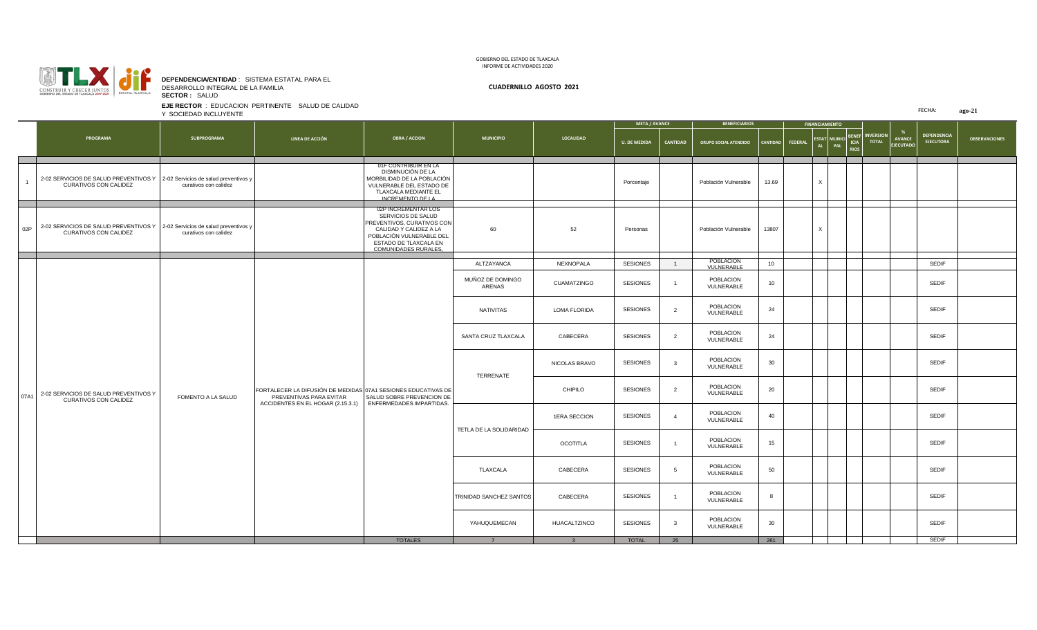GOBIERNO DEL ESTADO DE TLAXCALA
INFORME DE ACTIVIDADES 2020

**DEPENDENCIA/ENTIDAD** : SISTEMA ESTATAL PARA EL DESARROLLO INTEGRAL DE LA FAMILIA
**SECTOR :** SALUD

**CUADERNILLO AGOSTO 2021**

**EJE RECTOR** : EDUCACION PERTINENTE SALUD DE CALIDAD Y SOCIEDAD INCLUYENTE

FECHA: **ago-21**

| | PROGRAMA | SUBPROGRAMA | LINEA DE ACCIÓN | OBRA / ACCION | MUNICIPIO | LOCALIDAD | META / AVANCE | | BENEFICIARIOS | | FINANCIAMIENTO | | | | INVERSION TOTAL | % AVANCE EJECUTADO | DEPENDENCIA EJECUTORA | OBSERVACIONES |
|---|---|---|---|---|---|---|---|---|---|---|---|---|---|---|---|---|---|---|
| | | | | | | | U. DE MEDIDA | CANTIDAD | GRUPO SOCIAL ATENDIDO | CANTIDAD | FEDERAL | ESTATAL | MUNICIPAL | BENEFICIARIOS | | | | |
| 1 | 2-02 SERVICIOS DE SALUD PREVENTIVOS Y CURATIVOS CON CALIDEZ | 2-02 Servicios de salud preventivos y curativos con calidez | | 01F CONTRIBUIR EN LA DISMINUCIÓN DE LA MORBILIDAD DE LA POBLACIÓN VULNERABLE DEL ESTADO DE TLAXCALA MEDIANTE EL INCREMENTO DE LA | | | Porcentaje | | Población Vulnerable | 13.69 | | X | | | | | | |
| 02P | 2-02 SERVICIOS DE SALUD PREVENTIVOS Y CURATIVOS CON CALIDEZ | 2-02 Servicios de salud preventivos y curativos con calidez | | 02P INCREMENTAR LOS SERVICIOS DE SALUD PREVENTIVOS, CURATIVOS CON CALIDAD Y CALIDEZ A LA POBLACIÓN VULNERABLE DEL ESTADO DE TLAXCALA EN COMUNIDADES RURALES, | 60 | 52 | Personas | | Población Vulnerable | 13807 | | X | | | | | | |
| 07A1 | 2-02 SERVICIOS DE SALUD PREVENTIVOS Y CURATIVOS CON CALIDEZ | FOMENTO A LA SALUD | FORTALECER LA DIFUSIÓN DE MEDIDAS PREVENTIVAS PARA EVITAR ACCIDENTES EN EL HOGAR (2.15.3.1) | 07A1 SESIONES EDUCATIVAS DE SALUD SOBRE PREVENCION DE ENFERMEDADES IMPARTIDAS. | ALTZAYANCA | NEXNOPALA | SESIONES | 1 | POBLACIÓN VULNERABLE | 10 | | | | | | | SEDIF | |
| | | | | | MUÑOZ DE DOMINGO ARENAS | CUAMATZINGO | SESIONES | 1 | POBLACION VULNERABLE | 10 | | | | | | | SEDIF | |
| | | | | | NATIVITAS | LOMA FLORIDA | SESIONES | 2 | POBLACION VULNERABLE | 24 | | | | | | | SEDIF | |
| | | | | | SANTA CRUZ TLAXCALA | CABECERA | SESIONES | 2 | POBLACION VULNERABLE | 24 | | | | | | | SEDIF | |
| | | | | | TERRENATE | NICOLAS BRAVO | SESIONES | 3 | POBLACION VULNERABLE | 30 | | | | | | | SEDIF | |
| | | | | | | CHIPILO | SESIONES | 2 | POBLACION VULNERABLE | 20 | | | | | | | SEDIF | |
| | | | | | TETLA DE LA SOLIDARIDAD | 1ERA SECCION | SESIONES | 4 | POBLACION VULNERABLE | 40 | | | | | | | SEDIF | |
| | | | | | | OCOTITLA | SESIONES | 1 | POBLACION VULNERABLE | 15 | | | | | | | SEDIF | |
| | | | | | TLAXCALA | CABECERA | SESIONES | 5 | POBLACION VULNERABLE | 50 | | | | | | | SEDIF | |
| | | | | | TRINIDAD SANCHEZ SANTOS | CABECERA | SESIONES | 1 | POBLACION VULNERABLE | 8 | | | | | | | SEDIF | |
| | | | | | YAHUQUEMECAN | HUACALTZINCO | SESIONES | 3 | POBLACION VULNERABLE | 30 | | | | | | | SEDIF | |
| | | | | TOTALES | 7 | 3 | TOTAL | 25 | | 261 | | | | | | | SEDIF | |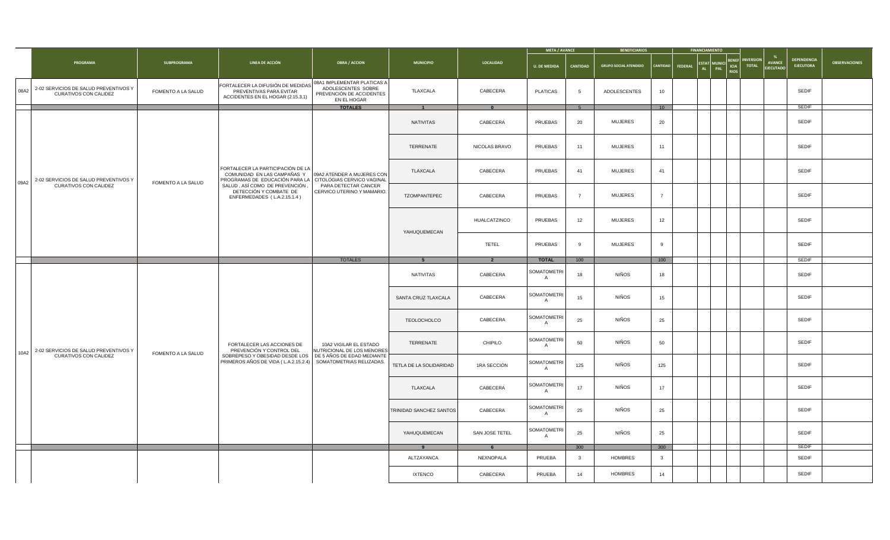| | PROGRAMA | SUBPROGRAMA | LINEA DE ACCIÓN | OBRA / ACCION | MUNICIPIO | LOCALIDAD | META / AVANCE | | BENEFICIARIOS | | FINANCIAMIENTO | | | | INVERSION TOTAL | % AVANCE EJECUTADO | DEPENDENCIA EJECUTORA | OBSERVACIONES |
|---|---|---|---|---|---|---|---|---|---|---|---|---|---|---|---|---|---|---|
| | | | | | | | U. DE MEDIDA | CANTIDAD | GRUPO SOCIAL ATENDIDO | CANTIDAD | FEDERAL | ESTATAL | MUNICIPAL | BENEFICIARIOS | | | | |
| 08A2 | 2-02 SERVICIOS DE SALUD PREVENTIVOS Y CURATIVOS CON CALIDEZ | FOMENTO A LA SALUD | FORTALECER LA DIFUSIÓN DE MEDIDAS PREVENTIVAS PARA EVITAR ACCIDENTES EN EL HOGAR (2.15.3.1) | 08A1 IMPLEMENTAR PLATICAS A ADOLESCENTES SOBRE PREVENCIÓN DE ACCIDENTES EN EL HOGAR | TLAXCALA | CABECERA | PLATICAS | 5 | ADOLESCENTES | 10 | | | | | | | SEDIF | |
| | | | | TOTALES | 1 | 0 | | 5 | | 10 | | | | | | | SEDIF | |
| 09A2 | 2-02 SERVICIOS DE SALUD PREVENTIVOS Y CURATIVOS CON CALIDEZ | FOMENTO A LA SALUD | FORTALECER LA PARTICIPACIÓN DE LA COMUNIDAD EN LAS CAMPAÑAS Y PROGRAMAS DE EDUCACIÓN PARA LA SALUD , ASÍ COMO DE PREVENCIÓN , DETECCIÓN Y COMBATE DE ENFERMEDADES ( L.A.2.15.1.4 ) | 09A2 ATENDER A MUJERES CON CITOLOGIAS CERVICO VAGINAL PARA DETECTAR CANCER CERVICO UTERINO Y MAMARIO. | NATIVITAS | CABECERA | PRUEBAS | 20 | MUJERES | 20 | | | | | | | SEDIF | |
| | | | | | TERRENATE | NICOLAS BRAVO | PRUEBAS | 11 | MUJERES | 11 | | | | | | | SEDIF | |
| | | | | | TLAXCALA | CABECERA | PRUEBAS | 41 | MUJERES | 41 | | | | | | | SEDIF | |
| | | | | | TZOMPANTEPEC | CABECERA | PRUEBAS | 7 | MUJERES | 7 | | | | | | | SEDIF | |
| | | | | | YAHUQUEMECAN | HUALCATZINCO | PRUEBAS | 12 | MUJERES | 12 | | | | | | | SEDIF | |
| | | | | | | TETEL | PRUEBAS | 9 | MUJERES | 9 | | | | | | | SEDIF | |
| | | | | TOTALES | 5 | 2 | TOTAL | 100 | | 100 | | | | | | | SEDIF | |
| 10A2 | 2-02 SERVICIOS DE SALUD PREVENTIVOS Y CURATIVOS CON CALIDEZ | FOMENTO A LA SALUD | FORTALECER LAS ACCIONES DE PREVENCIÓN Y CONTROL DEL SOBREPESO Y OBESIDAD DESDE LOS PRIMEROS AÑOS DE VIDA ( L.A.2.15.2.4) | 10A2 VIGILAR EL ESTADO NUTRICIONAL DE LOS MENORES DE 5 AÑOS DE EDAD MEDIANTE SOMATOMETRIAS RELIZADAS. | NATIVITAS | CABECERA | SOMATOMETRIA | 18 | NIÑOS | 18 | | | | | | | SEDIF | |
| | | | | | SANTA CRUZ TLAXCALA | CABECERA | SOMATOMETRIA | 15 | NIÑOS | 15 | | | | | | | SEDIF | |
| | | | | | TEOLOCHOLCO | CABECERA | SOMATOMETRIA | 25 | NIÑOS | 25 | | | | | | | SEDIF | |
| | | | | | TERRENATE | CHIPILO | SOMATOMETRIA | 50 | NIÑOS | 50 | | | | | | | SEDIF | |
| | | | | | TETLA DE LA SOLIDARIDAD | 1RA SECCIÓN | SOMATOMETRIA | 125 | NIÑOS | 125 | | | | | | | SEDIF | |
| | | | | | TLAXCALA | CABECERA | SOMATOMETRIA | 17 | NIÑOS | 17 | | | | | | | SEDIF | |
| | | | | | TRINIDAD SANCHEZ SANTOS | CABECERA | SOMATOMETRIA | 25 | NIÑOS | 25 | | | | | | | SEDIF | |
| | | | | | YAHUQUEMECAN | SAN JOSE TETEL | SOMATOMETRIA | 25 | NIÑOS | 25 | | | | | | | SEDIF | |
| | | | | | 9 | 6 | | 300 | | 300 | | | | | | | SEDIF | |
| | | | | | ALTZAYANCA | NEXNOPALA | PRUEBA | 3 | HOMBRES | 3 | | | | | | | SEDIF | |
| | | | | | IXTENCO | CABECERA | PRUEBA | 14 | HOMBRES | 14 | | | | | | | SEDIF | |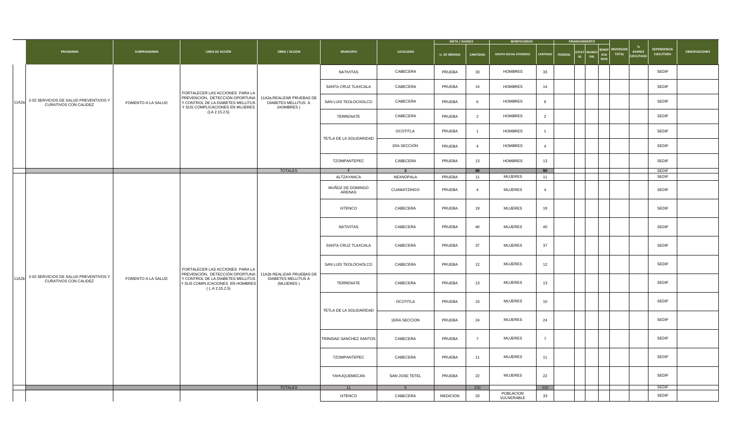| | PROGRAMA | SUBPROGRAMA | LINEA DE ACCIÓN | OBRA / ACCION | MUNICIPIO | LOCALIDAD | META / AVANCE | | BENEFICIARIOS | | FINANCIAMIENTO | | | | INVERSION TOTAL | % AVANCE EJECUTADO | DEPENDENCIA EJECUTORA | OBSERVACIONES |
|---|---|---|---|---|---|---|---|---|---|---|---|---|---|---|---|---|---|---|
| | | | | | | | U. DE MEDIDA | CANTIDAD | GRUPO SOCIAL ATENDIDO | CANTIDAD | FEDERAL | ESTATAL | MUNICIPAL | BENEFICIARIOS | | | | |
| 11A2a | 2-02 SERVICIOS DE SALUD PREVENTIVOS Y CURATIVOS CON CALIDEZ | FOMENTO A LA SALUD | FORTALECER LAS ACCIONES PARA LA PREVENCIÓN, DETECCIÓN OPORTUNA Y CONTROL DE LA DIABETES MELLITUS Y SUS COMPLICACIONES EN MUJERES (LA 2.15.2.5) | 11A2a REALIZAR PRUEBAS DE DIABETES MELLITUS A (HOMBRES) | NATIVITAS | CABECERA | PRUEBA | 33 | HOMBRES | 33 | | | | | | | SEDIF | |
| | | | | | SANTA CRUZ TLAXCALA | CABECERA | PRUEBA | 14 | HOMBRES | 14 | | | | | | | SEDIF | |
| | | | | | SAN LUIS TEOLOCHOLCO | CABECERA | PRUEBA | 6 | HOMBRES | 6 | | | | | | | SEDIF | |
| | | | | | TERRENATE | CABECERA | PRUEBA | 2 | HOMBRES | 2 | | | | | | | SEDIF | |
| | | | | | TETLA DE LA SOLIDARIDAD | OCOTITLA | PRUEBA | 1 | HOMBRES | 1 | | | | | | | SEDIF | |
| | | | | | | 1RA SECCIÓN | PRUEBA | 4 | HOMBRES | 4 | | | | | | | SEDIF | |
| | | | | | TZOMPANTEPEC | CABECERA | PRUEBA | 13 | HOMBRES | 13 | | | | | | | SEDIF | |
| | | | | TOTALES | 7 | 3 | | 90 | | 90 | | | | | | | SEDIF | |
| 11A2b | 2-02 SERVICIOS DE SALUD PREVENTIVOS Y CURATIVOS CON CALIDEZ | FOMENTO A LA SALUD | FORTALECER LAS ACCIONES PARA LA PREVENCIÓN, DETECCIÓN OPORTUNA Y CONTROL DE LA DIABETES MELLITUS Y SUS COMPLICACIONES EN HOMBRES ( L A 2.15.2.5) | 11A2b REALIZAR PRUEBAS DE DIABETES MELLITUS A (MUJERES ) | ALTZAYANCA | NEXNOPALA | PRUEBA | 11 | MUJERES | 11 | | | | | | | SEDIF | |
| | | | | | MUÑOZ DE DOMINGO ARENAS | CUAMATZINGO | PRUEBA | 4 | MUJERES | 4 | | | | | | | SEDIF | |
| | | | | | IXTENCO | CABECERA | PRUEBA | 19 | MUJERES | 19 | | | | | | | SEDIF | |
| | | | | | NATIVITAS | CABECERA | PRUEBA | 40 | MUJERES | 40 | | | | | | | SEDIF | |
| | | | | | SANTA CRUZ TLAXCALA | CABECERA | PRUEBA | 37 | MUJERES | 37 | | | | | | | SEDIF | |
| | | | | | SAN LUIS TEOLOCHOLCO | CABECERA | PRUEBA | 12 | MUJERES | 12 | | | | | | | SEDIF | |
| | | | | | TERRENATE | CABECERA | PRUEBA | 13 | MUJERES | 13 | | | | | | | SEDIF | |
| | | | | | TETLA DE LA SOLIDARIDAD | OCOTITLA | PRUEBA | 10 | MUJERES | 10 | | | | | | | SEDIF | |
| | | | | | | 1ERA SECCION | PRUEBA | 24 | MUJERES | 24 | | | | | | | SEDIF | |
| | | | | | TRINIDAD SANCHEZ SANTOS | CABECERA | PRUEBA | 7 | MUJERES | 7 | | | | | | | SEDIF | |
| | | | | | TZOMPANTEPEC | CABECERA | PRUEBA | 11 | MUJERES | 11 | | | | | | | SEDIF | |
| | | | | | YAHUQUEMECAN | SAN JOSE TETEL | PRUEBA | 22 | MUJERES | 22 | | | | | | | SEDIF | |
| | | | | TOTALES | 11 | 5 | | 210 | | 210 | | | | | | | SEDIF | |
| | | | | | IXTENCO | CABECERA | MEDICION | 33 | POBLACION VULNERABLE | 33 | | | | | | | SEDIF | |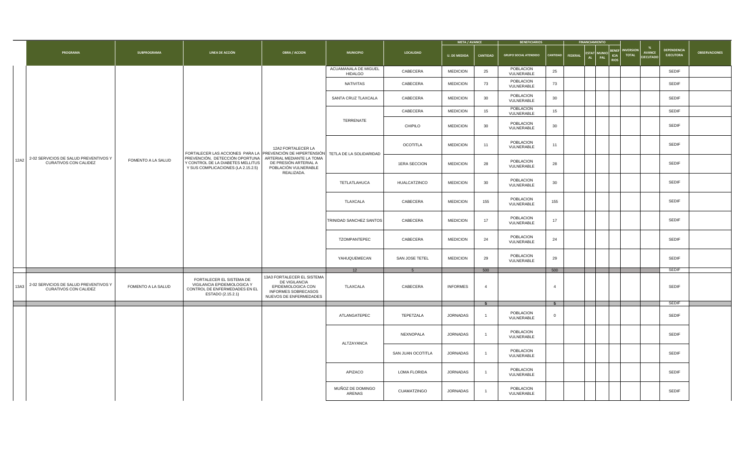| | PROGRAMA | SUBPROGRAMA | LINEA DE ACCIÓN | OBRA / ACCION | MUNICIPIO | LOCALIDAD | META / AVANCE | | BENEFICIARIOS | | FINANCIAMIENTO | | | | INVERSION TOTAL | % AVANCE EJECUTADO | DEPENDENCIA EJECUTORA | OBSERVACIONES |
|---|---|---|---|---|---|---|---|---|---|---|---|---|---|---|---|---|---|---|
| | | | | | | | U. DE MEDIDA | CANTIDAD | GRUPO SOCIAL ATENDIDO | CANTIDAD | FEDERAL | ESTATAL | MUNICIPAL | BENEFICIARIOS | | | | |
| 12A2 | 2-02 SERVICIOS DE SALUD PREVENTIVOS Y CURATIVOS CON CALIDEZ | FOMENTO A LA SALUD | FORTALECER LAS ACCIONES PARA LA PREVENCIÓN, DETECCIÓN OPORTUNA Y CONTROL DE LA DIABETES MELLITUS Y SUS COMPLICACIONES (LA 2.15.2.5) | 12A2 FORTALECER LA PREVENCIÓN DE HIPERTENSIÓN ARTERIAL MEDIANTE LA TOMA DE PRESIÓN ARTERIAL A POBLACIÓN VULNERABLE REALIZADA. | ACUAMANALA DE MIGUEL HIDALGO | CABECERA | MEDICION | 25 | POBLACION VULNERABLE | 25 | | | | | | | SEDIF | |
| | | | | | NATIVITAS | CABECERA | MEDICION | 73 | POBLACION VULNERABLE | 73 | | | | | | | SEDIF | |
| | | | | | SANTA CRUZ TLAXCALA | CABECERA | MEDICION | 30 | POBLACION VULNERABLE | 30 | | | | | | | SEDIF | |
| | | | | | TERRENATE | CABECERA | MEDICION | 15 | POBLACION VULNERABLE | 15 | | | | | | | SEDIF | |
| | | | | | | CHIPILO | MEDICION | 30 | POBLACION VULNERABLE | 30 | | | | | | | SEDIF | |
| | | | | | TETLA DE LA SOLIDARIDAD | OCOTITLA | MEDICION | 11 | POBLACION VULNERABLE | 11 | | | | | | | SEDIF | |
| | | | | | | 1ERA SECCION | MEDICION | 28 | POBLACION VULNERABLE | 28 | | | | | | | SEDIF | |
| | | | | | TETLATLAHUCA | HUALCATZINCO | MEDICION | 30 | POBLACION VULNERABLE | 30 | | | | | | | SEDIF | |
| | | | | | TLAXCALA | CABECERA | MEDICION | 155 | POBLACION VULNERABLE | 155 | | | | | | | SEDIF | |
| | | | | | TRINIDAD SANCHEZ SANTOS | CABECERA | MEDICION | 17 | POBLACION VULNERABLE | 17 | | | | | | | SEDIF | |
| | | | | | TZOMPANTEPEC | CABECERA | MEDICION | 24 | POBLACION VULNERABLE | 24 | | | | | | | SEDIF | |
| | | | | | YAHUQUEMECAN | SAN JOSE TETEL | MEDICION | 29 | POBLACION VULNERABLE | 29 | | | | | | | SEDIF | |
| | | | | | 12 | 5 | | 500 | | 500 | | | | | | | SEDIF | |
| 13A3 | 2-02 SERVICIOS DE SALUD PREVENTIVOS Y CURATIVOS CON CALIDEZ | FOMENTO A LA SALUD | FORTALECER EL SISTEMA DE VIGILANCIA EPIDEMIOLOGICA Y CONTROL DE ENFERMEDADES EN EL ESTADO (2.15.2.1) | 13A3 FORTALECER EL SISTEMA DE VIGILANCIA EPIDEMIOLOGICA CON INFORMES SOBRECASOS NUEVOS DE ENFERMEDADES | TLAXCALA | CABECERA | INFORMES | 4 | | 4 | | | | | | | SEDIF | |
| | | | | | | | | 5 | | 5 | | | | | | | SEDIF | |
| | | | | | ATLANGATEPEC | TEPETZALA | JORNADAS | 1 | POBLACION VULNERABLE | 0 | | | | | | | SEDIF | |
| | | | | | ALTZAYANCA | NEXNOPALA | JORNADAS | 1 | POBLACION VULNERABLE | | | | | | | | SEDIF | |
| | | | | | | SAN JUAN OCOTITLA | JORNADAS | 1 | POBLACION VULNERABLE | | | | | | | | SEDIF | |
| | | | | | APIZACO | LOMA FLORIDA | JORNADAS | 1 | POBLACION VULNERABLE | | | | | | | | SEDIF | |
| | | | | | MUÑOZ DE DOMINGO ARENAS | CUAMATZINGO | JORNADAS | 1 | POBLACION VULNERABLE | | | | | | | | SEDIF | |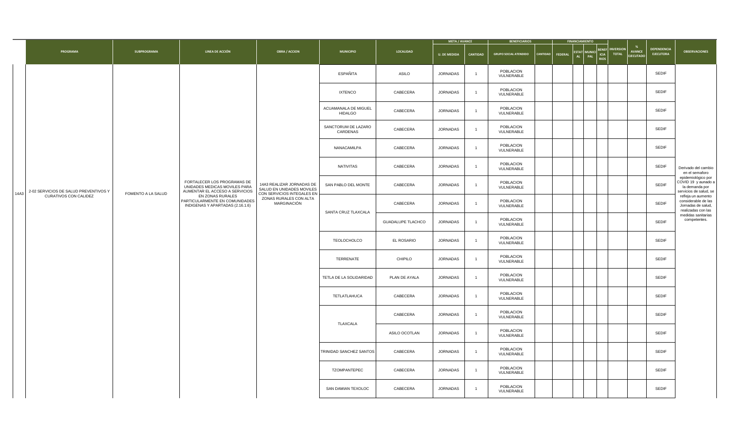| | PROGRAMA | SUBPROGRAMA | LINEA DE ACCIÓN | OBRA / ACCION | MUNICIPIO | LOCALIDAD | META / AVANCE | | BENEFICIARIOS | | FINANCIAMIENTO | | | | INVERSION TOTAL | % AVANCE EJECUTADO | DEPENDENCIA EJECUTORA | OBSERVACIONES |
|---|---|---|---|---|---|---|---|---|---|---|---|---|---|---|---|---|---|---|
| | | | | | | | U. DE MEDIDA | CANTIDAD | GRUPO SOCIAL ATENDIDO | CANTIDAD | FEDERAL | ESTATAL | MUNICIPAL | BENEFICIARIOS | | | | |
| 14A3 | 2-02 SERVICIOS DE SALUD PREVENTIVOS Y CURATIVOS CON CALIDEZ | FOMENTO A LA SALUD | FORTALECER LOS PROGRAMAS DE UNIDADES MEDICAS MOVILES PARA AUMENTAR EL ACCESO A SERVICIOS EN ZONAS RURALES PARTICULARMENTE EN COMUNIDADES INDIGENAS Y APARTADAS (2.16.1.6) | 14A3 REALIZAR JORNADAS DE SALUD EN UNIDADES MOVILES CON SERVICIOS INTEGALES EN ZONAS RURALES CON ALTA MARGINACIÓN | ESPAÑITA | ASILO | JORNADAS | 1 | POBLACION VULNERABLE | | | | | | | | SEDIF | Derivado del cambio en el semaforo epidemiológico por COVID 19 y aunado a la demanda por servicios de salud, se refleja un aumento considerable de las Jornadas de salud, realizadas con las medidas sanitarias competentes. |
| | | | | | IXTENCO | CABECERA | JORNADAS | 1 | POBLACION VULNERABLE | | | | | | | | SEDIF | |
| | | | | | ACUAMANALA DE MIGUEL HIDALGO | CABECERA | JORNADAS | 1 | POBLACION VULNERABLE | | | | | | | | SEDIF | |
| | | | | | SANCTORUM DE LAZARO CARDENAS | CABECERA | JORNADAS | 1 | POBLACION VULNERABLE | | | | | | | | SEDIF | |
| | | | | | NANACAMILPA | CABECERA | JORNADAS | 1 | POBLACION VULNERABLE | | | | | | | | SEDIF | |
| | | | | | NATIVITAS | CABECERA | JORNADAS | 1 | POBLACION VULNERABLE | | | | | | | | SEDIF | |
| | | | | | SAN PABLO DEL MONTE | CABECERA | JORNADAS | 1 | POBLACION VULNERABLE | | | | | | | | SEDIF | |
| | | | | | SANTA CRUZ TLAXCALA | CABECERA | JORNADAS | 1 | POBLACION VULNERABLE | | | | | | | | SEDIF | |
| | | | | | | GUADALUPE TLACHCO | JORNADAS | 1 | POBLACION VULNERABLE | | | | | | | | SEDIF | |
| | | | | | TEOLOCHOLCO | EL ROSARIO | JORNADAS | 1 | POBLACION VULNERABLE | | | | | | | | SEDIF | |
| | | | | | TERRENATE | CHIPILO | JORNADAS | 1 | POBLACION VULNERABLE | | | | | | | | SEDIF | |
| | | | | | TETLA DE LA SOLIDARIDAD | PLAN DE AYALA | JORNADAS | 1 | POBLACION VULNERABLE | | | | | | | | SEDIF | |
| | | | | | TETLATLAHUCA | CABECERA | JORNADAS | 1 | POBLACION VULNERABLE | | | | | | | | SEDIF | |
| | | | | | TLAXCALA | CABECERA | JORNADAS | 1 | POBLACION VULNERABLE | | | | | | | | SEDIF | |
| | | | | | | ASILO OCOTLAN | JORNADAS | 1 | POBLACION VULNERABLE | | | | | | | | SEDIF | |
| | | | | | TRINIDAD SANCHEZ SANTOS | CABECERA | JORNADAS | 1 | POBLACION VULNERABLE | | | | | | | | SEDIF | |
| | | | | | TZOMPANTEPEC | CABECERA | JORNADAS | 1 | POBLACION VULNERABLE | | | | | | | | SEDIF | |
| | | | | | SAN DAMIAN TEXOLOC | CABECERA | JORNADAS | 1 | POBLACION VULNERABLE | | | | | | | | SEDIF | |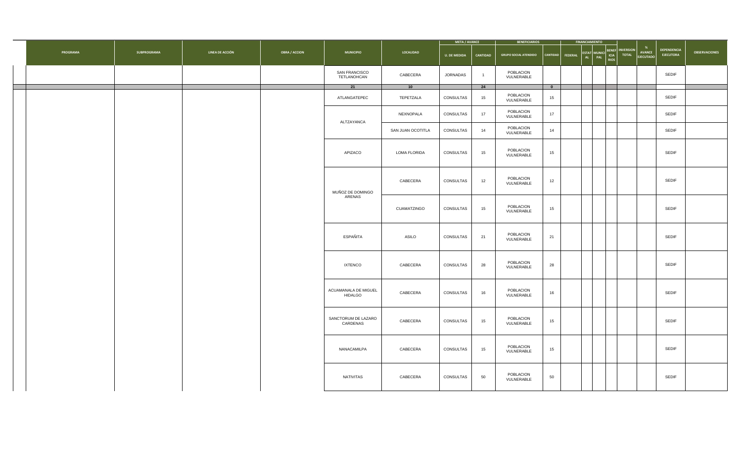| PROGRAMA | SUBPROGRAMA | LINEA DE ACCIÓN | OBRA / ACCION | MUNICIPIO | LOCALIDAD | META / AVANCE | | BENEFICIARIOS | | FINANCIAMIENTO | | | | INVERSION TOTAL | % AVANCE EJECUTADO | DEPENDENCIA EJECUTORA | OBSERVACIONES |
|---|---|---|---|---|---|---|---|---|---|---|---|---|---|---|---|---|---|
| | | | | | | U. DE MEDIDA | CANTIDAD | GRUPO SOCIAL ATENDIDO | CANTIDAD | FEDERAL | ESTATAL | MUNICIPAL | BENEFICIARIOS | | | | |
| | | | | SAN FRANCISCO TETLANOHCAN | CABECERA | JORNADAS | 1 | POBLACION VULNERABLE | | | | | | | | SEDIF | |
| | | | | 21 | 10 | | 24 | | 0 | | | | | | | | |
| | | | | ATLANGATEPEC | TEPETZALA | CONSULTAS | 15 | POBLACION VULNERABLE | 15 | | | | | | | SEDIF | |
| | | | | ALTZAYANCA | NEXNOPALA | CONSULTAS | 17 | POBLACION VULNERABLE | 17 | | | | | | | SEDIF | |
| | | | | | SAN JUAN OCOTITLA | CONSULTAS | 14 | POBLACION VULNERABLE | 14 | | | | | | | SEDIF | |
| | | | | APIZACO | LOMA FLORIDA | CONSULTAS | 15 | POBLACION VULNERABLE | 15 | | | | | | | SEDIF | |
| | | | | MUÑOZ DE DOMINGO ARENAS | CABECERA | CONSULTAS | 12 | POBLACION VULNERABLE | 12 | | | | | | | SEDIF | |
| | | | | | CUAMATZINGO | CONSULTAS | 15 | POBLACION VULNERABLE | 15 | | | | | | | SEDIF | |
| | | | | ESPAÑITA | ASILO | CONSULTAS | 21 | POBLACION VULNERABLE | 21 | | | | | | | SEDIF | |
| | | | | IXTENCO | CABECERA | CONSULTAS | 28 | POBLACION VULNERABLE | 28 | | | | | | | SEDIF | |
| | | | | ACUAMANALA DE MIGUEL HIDALGO | CABECERA | CONSULTAS | 16 | POBLACION VULNERABLE | 16 | | | | | | | SEDIF | |
| | | | | SANCTORUM DE LAZARO CARDENAS | CABECERA | CONSULTAS | 15 | POBLACION VULNERABLE | 15 | | | | | | | SEDIF | |
| | | | | NANACAMILPA | CABECERA | CONSULTAS | 15 | POBLACION VULNERABLE | 15 | | | | | | | SEDIF | |
| | | | | NATIVITAS | CABECERA | CONSULTAS | 50 | POBLACION VULNERABLE | 50 | | | | | | | SEDIF | |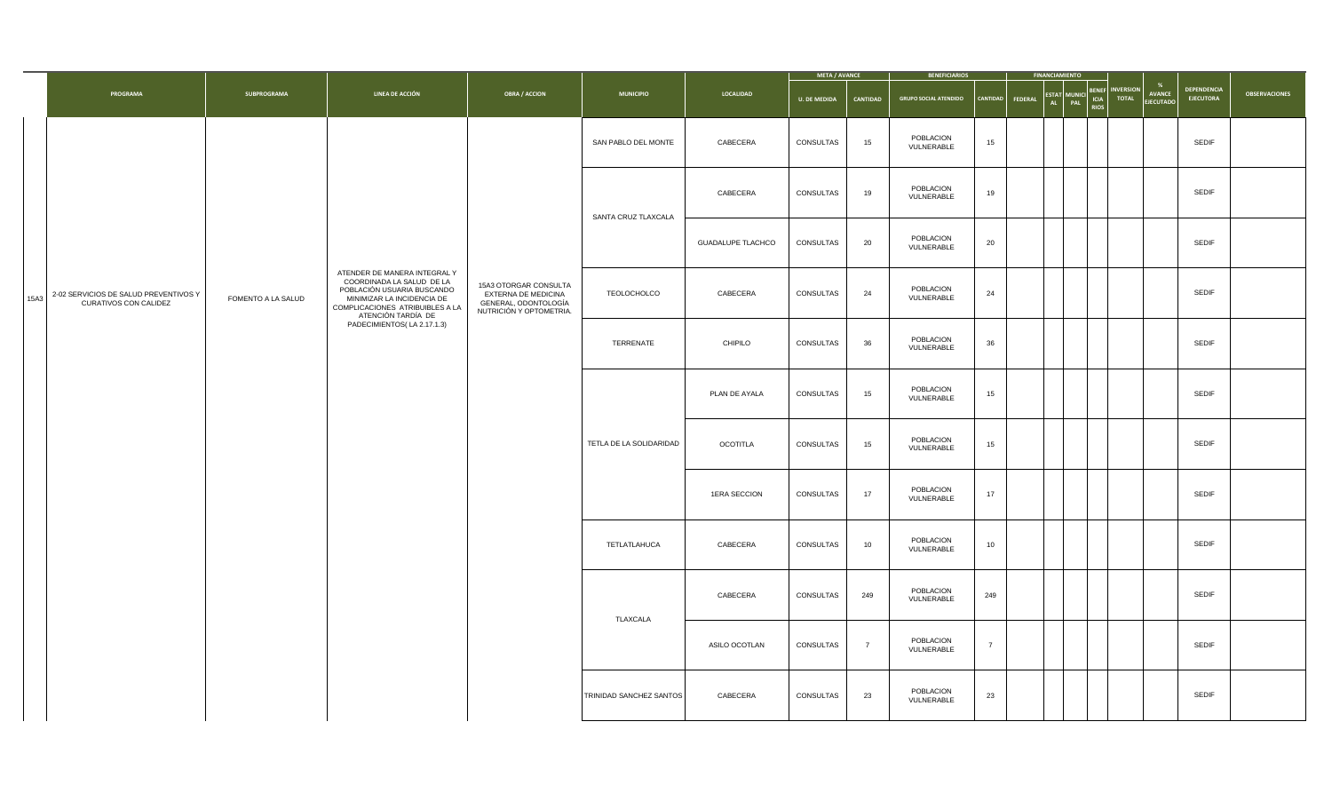| | PROGRAMA | SUBPROGRAMA | LINEA DE ACCIÓN | OBRA / ACCION | MUNICIPIO | LOCALIDAD | META / AVANCE | | BENEFICIARIOS | | FINANCIAMIENTO | | | | INVERSION TOTAL | % AVANCE EJECUTADO | DEPENDENCIA EJECUTORA | OBSERVACIONES |
|---|---|---|---|---|---|---|---|---|---|---|---|---|---|---|---|---|---|---|
| | | | | | | | U. DE MEDIDA | CANTIDAD | GRUPO SOCIAL ATENDIDO | CANTIDAD | FEDERAL | ESTATAL | MUNICIPAL | BENEFICIARIOS | | | | |
| 15A3 | 2-02 SERVICIOS DE SALUD PREVENTIVOS Y CURATIVOS CON CALIDEZ | FOMENTO A LA SALUD | ATENDER DE MANERA INTEGRAL Y COORDINADA LA SALUD DE LA POBLACIÓN USUARIA BUSCANDO MINIMIZAR LA INCIDENCIA DE COMPLICACIONES ATRIBUIBLES A LA ATENCIÓN TARDÍA DE PADECIMIENTOS( LA 2.17.1.3) | 15A3 OTORGAR CONSULTA EXTERNA DE MEDICINA GENERAL, ODONTOLOGÍA NUTRICIÓN Y OPTOMETRIA. | SAN PABLO DEL MONTE | CABECERA | CONSULTAS | 15 | POBLACION VULNERABLE | 15 | | | | | | | SEDIF | |
| | | | | | SANTA CRUZ TLAXCALA | CABECERA | CONSULTAS | 19 | POBLACION VULNERABLE | 19 | | | | | | | SEDIF | |
| | | | | | | GUADALUPE TLACHCO | CONSULTAS | 20 | POBLACION VULNERABLE | 20 | | | | | | | SEDIF | |
| | | | | | TEOLOCHOLCO | CABECERA | CONSULTAS | 24 | POBLACION VULNERABLE | 24 | | | | | | | SEDIF | |
| | | | | | TERRENATE | CHIPILO | CONSULTAS | 36 | POBLACION VULNERABLE | 36 | | | | | | | SEDIF | |
| | | | | | TETLA DE LA SOLIDARIDAD | PLAN DE AYALA | CONSULTAS | 15 | POBLACION VULNERABLE | 15 | | | | | | | SEDIF | |
| | | | | | | OCOTITLA | CONSULTAS | 15 | POBLACION VULNERABLE | 15 | | | | | | | SEDIF | |
| | | | | | | 1ERA SECCION | CONSULTAS | 17 | POBLACION VULNERABLE | 17 | | | | | | | SEDIF | |
| | | | | | TETLATLAHUCA | CABECERA | CONSULTAS | 10 | POBLACION VULNERABLE | 10 | | | | | | | SEDIF | |
| | | | | | TLAXCALA | CABECERA | CONSULTAS | 249 | POBLACION VULNERABLE | 249 | | | | | | | SEDIF | |
| | | | | | | ASILO OCOTLAN | CONSULTAS | 7 | POBLACION VULNERABLE | 7 | | | | | | | SEDIF | |
| | | | | | TRINIDAD SANCHEZ SANTOS | CABECERA | CONSULTAS | 23 | POBLACION VULNERABLE | 23 | | | | | | | SEDIF | |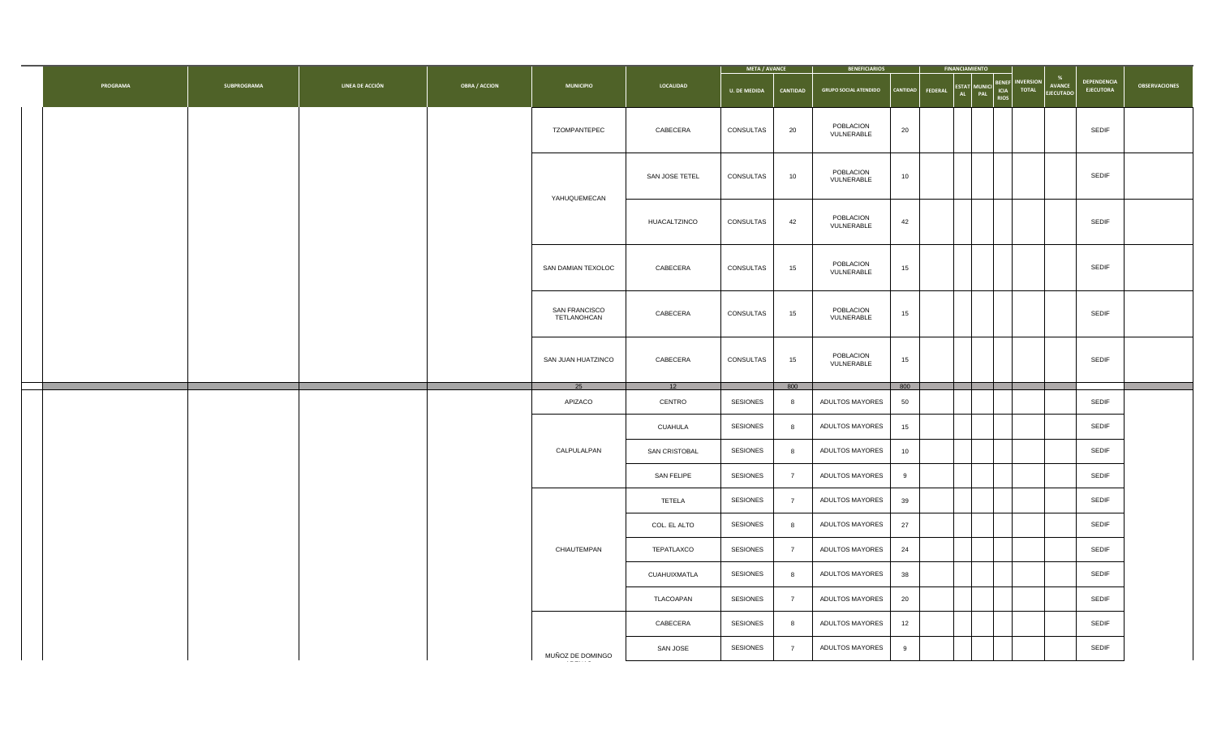| PROGRAMA | SUBPROGRAMA | LINEA DE ACCIÓN | OBRA / ACCION | MUNICIPIO | LOCALIDAD | META / AVANCE | | BENEFICIARIOS | | FINANCIAMIENTO | | | | INVERSION TOTAL | % AVANCE EJECUTADO | DEPENDENCIA EJECUTORA | OBSERVACIONES |
|---|---|---|---|---|---|---|---|---|---|---|---|---|---|---|---|---|---|
| | | | | | | U. DE MEDIDA | CANTIDAD | GRUPO SOCIAL ATENDIDO | CANTIDAD | FEDERAL | ESTATAL | MUNICIPAL | BENEFICIARIOS | | | | |
| | | | | TZOMPANTEPEC | CABECERA | CONSULTAS | 20 | POBLACION VULNERABLE | 20 | | | | | | | SEDIF | |
| | | | | YAHUQUEMECAN | SAN JOSE TETEL | CONSULTAS | 10 | POBLACION VULNERABLE | 10 | | | | | | | SEDIF | |
| | | | | | HUACALTZINCO | CONSULTAS | 42 | POBLACION VULNERABLE | 42 | | | | | | | SEDIF | |
| | | | | SAN DAMIAN TEXOLOC | CABECERA | CONSULTAS | 15 | POBLACION VULNERABLE | 15 | | | | | | | SEDIF | |
| | | | | SAN FRANCISCO TETLANOHCAN | CABECERA | CONSULTAS | 15 | POBLACION VULNERABLE | 15 | | | | | | | SEDIF | |
| | | | | SAN JUAN HUATZINCO | CABECERA | CONSULTAS | 15 | POBLACION VULNERABLE | 15 | | | | | | | SEDIF | |
| | | | | 25 | 12 | | 800 | | 800 | | | | | | | | |
| | | | | APIZACO | CENTRO | SESIONES | 8 | ADULTOS MAYORES | 50 | | | | | | | SEDIF | |
| | | | | CALPULALPAN | CUAHULA | SESIONES | 8 | ADULTOS MAYORES | 15 | | | | | | | SEDIF | |
| | | | | | SAN CRISTOBAL | SESIONES | 8 | ADULTOS MAYORES | 10 | | | | | | | SEDIF | |
| | | | | | SAN FELIPE | SESIONES | 7 | ADULTOS MAYORES | 9 | | | | | | | SEDIF | |
| | | | | CHIAUTEMPAN | TETELA | SESIONES | 7 | ADULTOS MAYORES | 39 | | | | | | | SEDIF | |
| | | | | | COL. EL ALTO | SESIONES | 8 | ADULTOS MAYORES | 27 | | | | | | | SEDIF | |
| | | | | | TEPATLAXCO | SESIONES | 7 | ADULTOS MAYORES | 24 | | | | | | | SEDIF | |
| | | | | | CUAHUIXMATLA | SESIONES | 8 | ADULTOS MAYORES | 38 | | | | | | | SEDIF | |
| | | | | | TLACOAPAN | SESIONES | 7 | ADULTOS MAYORES | 20 | | | | | | | SEDIF | |
| | | | | MUÑOZ DE DOMINGO | CABECERA | SESIONES | 8 | ADULTOS MAYORES | 12 | | | | | | | SEDIF | |
| | | | | | SAN JOSE | SESIONES | 7 | ADULTOS MAYORES | 9 | | | | | | | SEDIF | |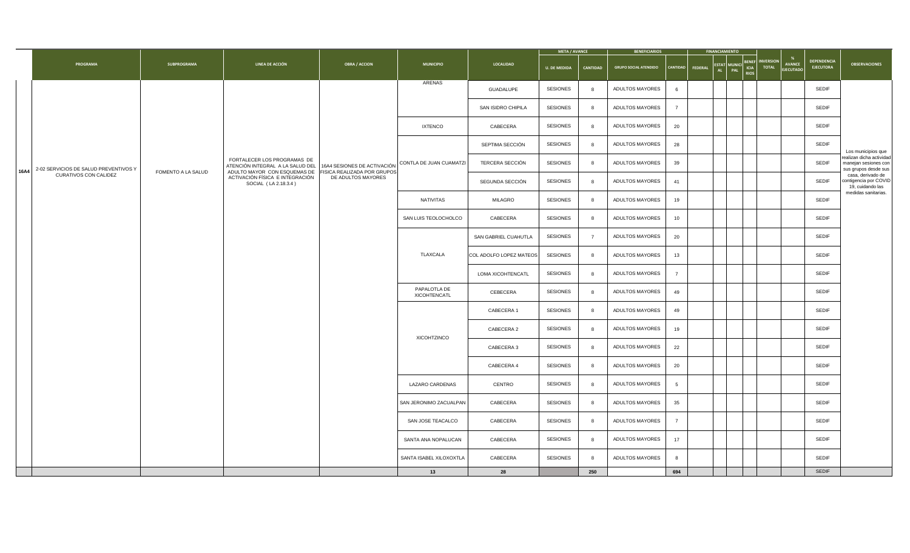| | PROGRAMA | SUBPROGRAMA | LINEA DE ACCIÓN | OBRA / ACCION | MUNICIPIO | LOCALIDAD | META / AVANCE | | BENEFICIARIOS | | FINANCIAMIENTO | | | | INVERSION TOTAL | % AVANCE EJECUTADO | DEPENDENCIA EJECUTORA | OBSERVACIONES |
|---|---|---|---|---|---|---|---|---|---|---|---|---|---|---|---|---|---|---|
| | | | | | | | U. DE MEDIDA | CANTIDAD | GRUPO SOCIAL ATENDIDO | CANTIDAD | FEDERAL | ESTATAL | MUNICIPAL | BENEFICIARIOS | | | | |
| 16A4 | 2-02 SERVICIOS DE SALUD PREVENTIVOS Y CURATIVOS CON CALIDEZ | FOMENTO A LA SALUD | FORTALECER LOS PROGRAMAS DE ATENCIÓN INTEGRAL A LA SALUD DEL ADULTO MAYOR CON ESQUEMAS DE ACTIVACIÓN FÍSICA E INTEGRACIÓN SOCIAL ( LA 2.18.3.4 ) | 16A4 SESIONES DE ACTIVACIÓN FISICA REALIZADA POR GRUPOS DE ADULTOS MAYORES | ARENAS | GUADALUPE | SESIONES | 8 | ADULTOS MAYORES | 6 | | | | | | | SEDIF | Los municipios que realizan dicha actividad manejan sesiones con sus grupos desde sus casa, derivado de contigencia por COVID 19, cuidando las medidas sanitarias. |
| | | | | | | SAN ISIDRO CHIPILA | SESIONES | 8 | ADULTOS MAYORES | 7 | | | | | | | SEDIF | |
| | | | | | IXTENCO | CABECERA | SESIONES | 8 | ADULTOS MAYORES | 20 | | | | | | | SEDIF | |
| | | | | | CONTLA DE JUAN CUAMATZI | SEPTIMA SECCIÓN | SESIONES | 8 | ADULTOS MAYORES | 28 | | | | | | | SEDIF | |
| | | | | | | TERCERA SECCIÓN | SESIONES | 8 | ADULTOS MAYORES | 39 | | | | | | | SEDIF | |
| | | | | | | SEGUNDA SECCIÓN | SESIONES | 8 | ADULTOS MAYORES | 41 | | | | | | | SEDIF | |
| | | | | | NATIVITAS | MILAGRO | SESIONES | 8 | ADULTOS MAYORES | 19 | | | | | | | SEDIF | |
| | | | | | SAN LUIS TEOLOCHOLCO | CABECERA | SESIONES | 8 | ADULTOS MAYORES | 10 | | | | | | | SEDIF | |
| | | | | | TLAXCALA | SAN GABRIEL CUAHUTLA | SESIONES | 7 | ADULTOS MAYORES | 20 | | | | | | | SEDIF | |
| | | | | | | COL ADOLFO LOPEZ MATEOS | SESIONES | 8 | ADULTOS MAYORES | 13 | | | | | | | SEDIF | |
| | | | | | | LOMA XICOHTENCATL | SESIONES | 8 | ADULTOS MAYORES | 7 | | | | | | | SEDIF | |
| | | | | | PAPALOTLA DE XICOHTENCATL | CEBECERA | SESIONES | 8 | ADULTOS MAYORES | 49 | | | | | | | SEDIF | |
| | | | | | XICOHTZINCO | CABECERA 1 | SESIONES | 8 | ADULTOS MAYORES | 49 | | | | | | | SEDIF | |
| | | | | | | CABECERA 2 | SESIONES | 8 | ADULTOS MAYORES | 19 | | | | | | | SEDIF | |
| | | | | | | CABECERA 3 | SESIONES | 8 | ADULTOS MAYORES | 22 | | | | | | | SEDIF | |
| | | | | | | CABECERA 4 | SESIONES | 8 | ADULTOS MAYORES | 20 | | | | | | | SEDIF | |
| | | | | | LAZARO CARDENAS | CENTRO | SESIONES | 8 | ADULTOS MAYORES | 5 | | | | | | | SEDIF | |
| | | | | | SAN JERONIMO ZACUALPAN | CABECERA | SESIONES | 8 | ADULTOS MAYORES | 35 | | | | | | | SEDIF | |
| | | | | | SAN JOSE TEACALCO | CABECERA | SESIONES | 8 | ADULTOS MAYORES | 7 | | | | | | | SEDIF | |
| | | | | | SANTA ANA NOPALUCAN | CABECERA | SESIONES | 8 | ADULTOS MAYORES | 17 | | | | | | | SEDIF | |
| | | | | | SANTA ISABEL XILOXOXTLA | CABECERA | SESIONES | 8 | ADULTOS MAYORES | 8 | | | | | | | SEDIF | |
| | | | | | 13 | 28 | | 250 | | 694 | | | | | | | SEDIF | |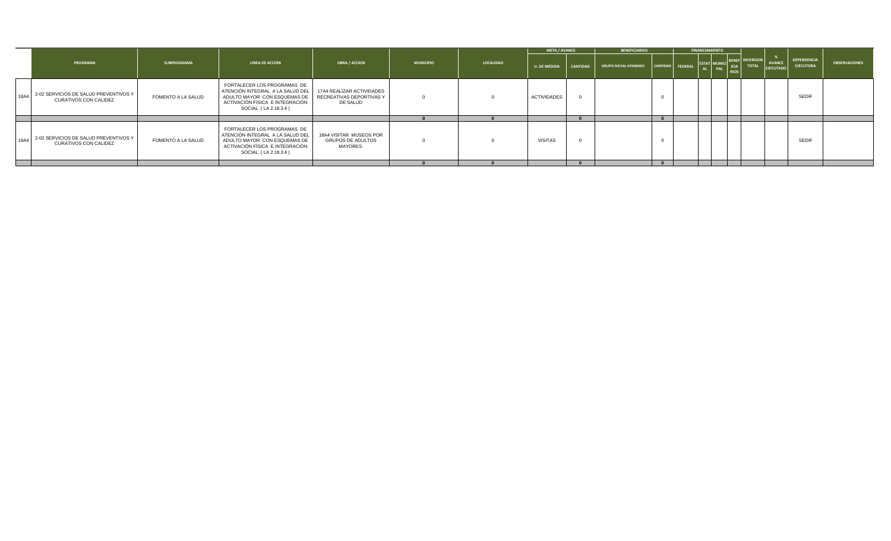| | PROGRAMA | SUBPROGRAMA | LINEA DE ACCIÓN | OBRA / ACCION | MUNICIPIO | LOCALIDAD | META / AVANCE | | BENEFICIARIOS | | FINANCIAMIENTO | | | | INVERSION TOTAL | % AVANCE EJECUTADO | DEPENDENCIA EJECUTORA | OBSERVACIONES |
|---|---|---|---|---|---|---|---|---|---|---|---|---|---|---|---|---|---|---|
| | | | | | | | U. DE MEDIDA | CANTIDAD | GRUPO SOCIAL ATENDIDO | CANTIDAD | FEDERAL | ESTATAL | MUNICIPAL | BENEFICIARIOS | | | | |
| 18A4 | 2-02 SERVICIOS DE SALUD PREVENTIVOS Y CURATIVOS CON CALIDEZ | FOMENTO A LA SALUD | FORTALECER LOS PROGRAMAS DE ATENCIÓN INTEGRAL A LA SALUD DEL ADULTO MAYOR CON ESQUEMAS DE ACTIVACIÓN FÍSICA E INTEGRACIÓN SOCIAL ( LA 2.18.3.4 ) | 17A4 REALIZAR ACTIVIDADES RECREATIVAS DEPORTIVAS Y DE SALUD | 0 | 0 | ACTIVIDADES | 0 | | 0 | | | | | | | SEDIF | |
| | | | | | 0 | 0 | | 0 | | 0 | | | | | | | | |
| 19A4 | 2-02 SERVICIOS DE SALUD PREVENTIVOS Y CURATIVOS CON CALIDEZ | FOMENTO A LA SALUD | FORTALECER LOS PROGRAMAS DE ATENCIÓN INTEGRAL A LA SALUD DEL ADULTO MAYOR CON ESQUEMAS DE ACTIVACIÓN FÍSICA E INTEGRACIÓN SOCIAL ( LA 2.18.3.4 ) | 18A4 VISITAR MUSEOS POR GRUPOS DE ADULTOS MAYORES. | 0 | 0 | VISITAS | 0 | | 0 | | | | | | | SEDIF | |
| | | | | | 0 | 0 | | 0 | | 0 | | | | | | | | |